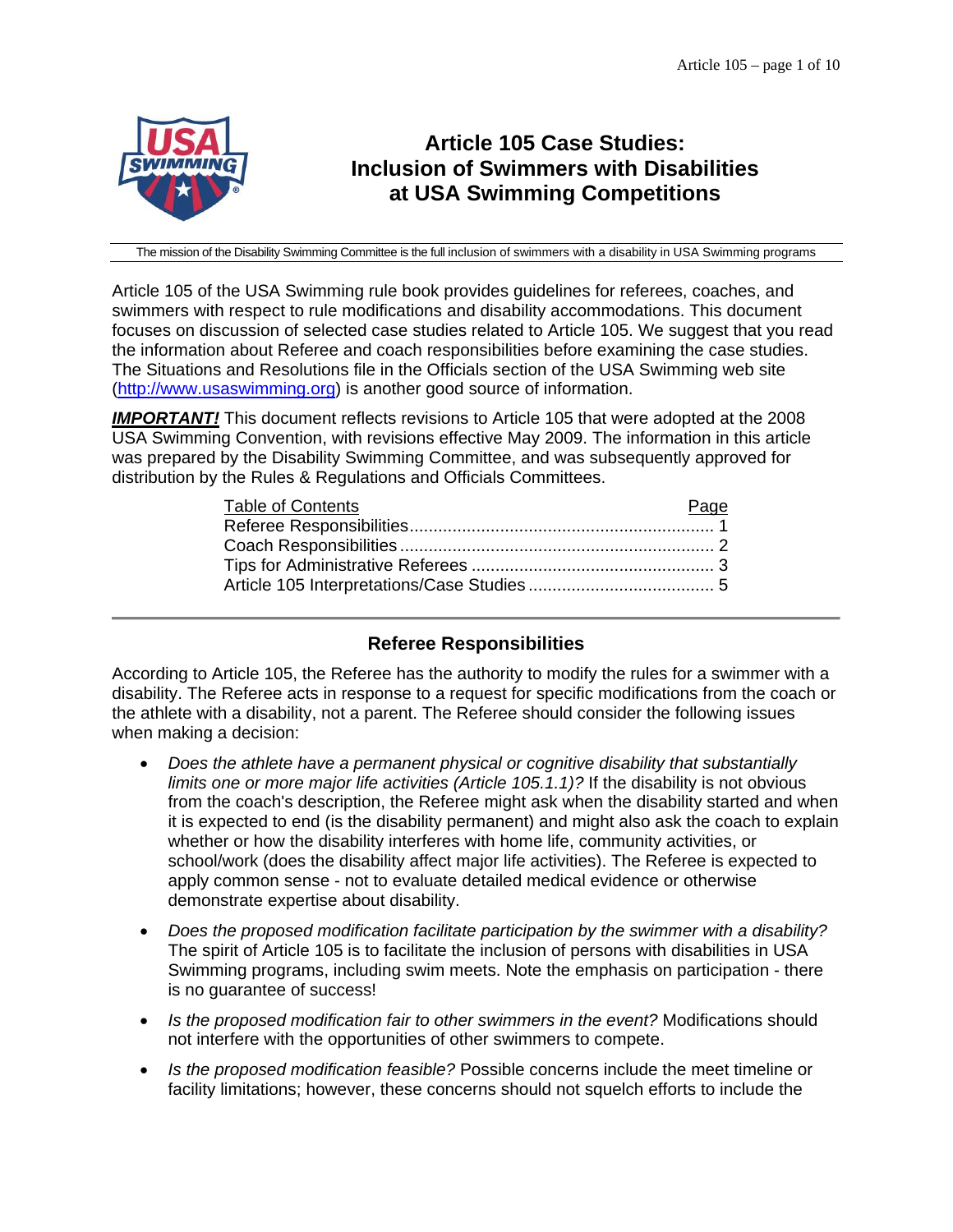# Article 105 Case Studies: Inclusion of Swimmers with Disabilities at USA Swimming Competitions

The mission of the Disability Swimming Committee is the full inclusion of swimmers with a disability in USA Swimming programs

Article 105 of the USA Swimming rule book provides guidelines for referees, coaches, and swimmers with respect to rule modifications and disability accommodations. This document focuses on discussion of selected case studies related to Article 105. We suggest that you read the information about Referee and coach responsibilities before examining the case studies. The Situations and Resolutions file in the Officials section of the USA Swimming web site (http://www.usaswimming.org) is another good source of information.

***IMPORTANT!*** This document reflects revisions to Article 105 that were adopted at the 2008 USA Swimming Convention, with revisions effective May 2009. The information in this article was prepared by the Disability Swimming Committee, and was subsequently approved for distribution by the Rules & Regulations and Officials Committees.

| Table of Contents | Page |
|---|---|
| Referee Responsibilities | 1 |
| Coach Responsibilities | 2 |
| Tips for Administrative Referees | 3 |
| Article 105 Interpretations/Case Studies | 5 |

## Referee Responsibilities

According to Article 105, the Referee has the authority to modify the rules for a swimmer with a disability. The Referee acts in response to a request for specific modifications from the coach or the athlete with a disability, not a parent. The Referee should consider the following issues when making a decision:

- *Does the athlete have a permanent physical or cognitive disability that substantially limits one or more major life activities (Article 105.1.1)?* If the disability is not obvious from the coach's description, the Referee might ask when the disability started and when it is expected to end (is the disability permanent) and might also ask the coach to explain whether or how the disability interferes with home life, community activities, or school/work (does the disability affect major life activities). The Referee is expected to apply common sense - not to evaluate detailed medical evidence or otherwise demonstrate expertise about disability.
- *Does the proposed modification facilitate participation by the swimmer with a disability?* The spirit of Article 105 is to facilitate the inclusion of persons with disabilities in USA Swimming programs, including swim meets. Note the emphasis on participation - there is no guarantee of success!
- *Is the proposed modification fair to other swimmers in the event?* Modifications should not interfere with the opportunities of other swimmers to compete.
- *Is the proposed modification feasible?* Possible concerns include the meet timeline or facility limitations; however, these concerns should not squelch efforts to include the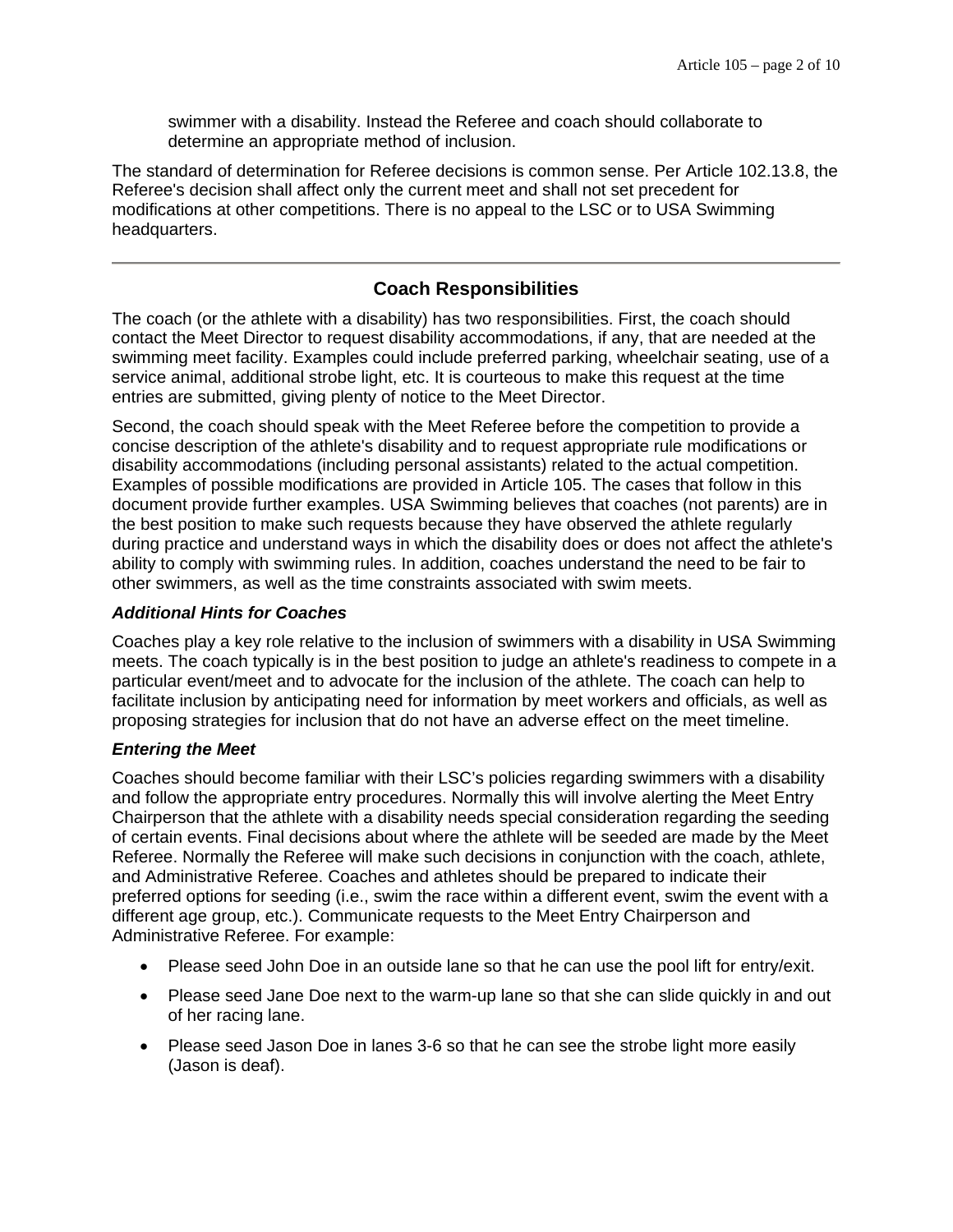swimmer with a disability. Instead the Referee and coach should collaborate to determine an appropriate method of inclusion.

The standard of determination for Referee decisions is common sense. Per Article 102.13.8, the Referee's decision shall affect only the current meet and shall not set precedent for modifications at other competitions. There is no appeal to the LSC or to USA Swimming headquarters.

---

## Coach Responsibilities

The coach (or the athlete with a disability) has two responsibilities. First, the coach should contact the Meet Director to request disability accommodations, if any, that are needed at the swimming meet facility. Examples could include preferred parking, wheelchair seating, use of a service animal, additional strobe light, etc. It is courteous to make this request at the time entries are submitted, giving plenty of notice to the Meet Director.

Second, the coach should speak with the Meet Referee before the competition to provide a concise description of the athlete's disability and to request appropriate rule modifications or disability accommodations (including personal assistants) related to the actual competition. Examples of possible modifications are provided in Article 105. The cases that follow in this document provide further examples. USA Swimming believes that coaches (not parents) are in the best position to make such requests because they have observed the athlete regularly during practice and understand ways in which the disability does or does not affect the athlete's ability to comply with swimming rules. In addition, coaches understand the need to be fair to other swimmers, as well as the time constraints associated with swim meets.

### *Additional Hints for Coaches*

Coaches play a key role relative to the inclusion of swimmers with a disability in USA Swimming meets. The coach typically is in the best position to judge an athlete's readiness to compete in a particular event/meet and to advocate for the inclusion of the athlete. The coach can help to facilitate inclusion by anticipating need for information by meet workers and officials, as well as proposing strategies for inclusion that do not have an adverse effect on the meet timeline.

### *Entering the Meet*

Coaches should become familiar with their LSC's policies regarding swimmers with a disability and follow the appropriate entry procedures. Normally this will involve alerting the Meet Entry Chairperson that the athlete with a disability needs special consideration regarding the seeding of certain events. Final decisions about where the athlete will be seeded are made by the Meet Referee. Normally the Referee will make such decisions in conjunction with the coach, athlete, and Administrative Referee. Coaches and athletes should be prepared to indicate their preferred options for seeding (i.e., swim the race within a different event, swim the event with a different age group, etc.). Communicate requests to the Meet Entry Chairperson and Administrative Referee. For example:

- Please seed John Doe in an outside lane so that he can use the pool lift for entry/exit.
- Please seed Jane Doe next to the warm-up lane so that she can slide quickly in and out of her racing lane.
- Please seed Jason Doe in lanes 3-6 so that he can see the strobe light more easily (Jason is deaf).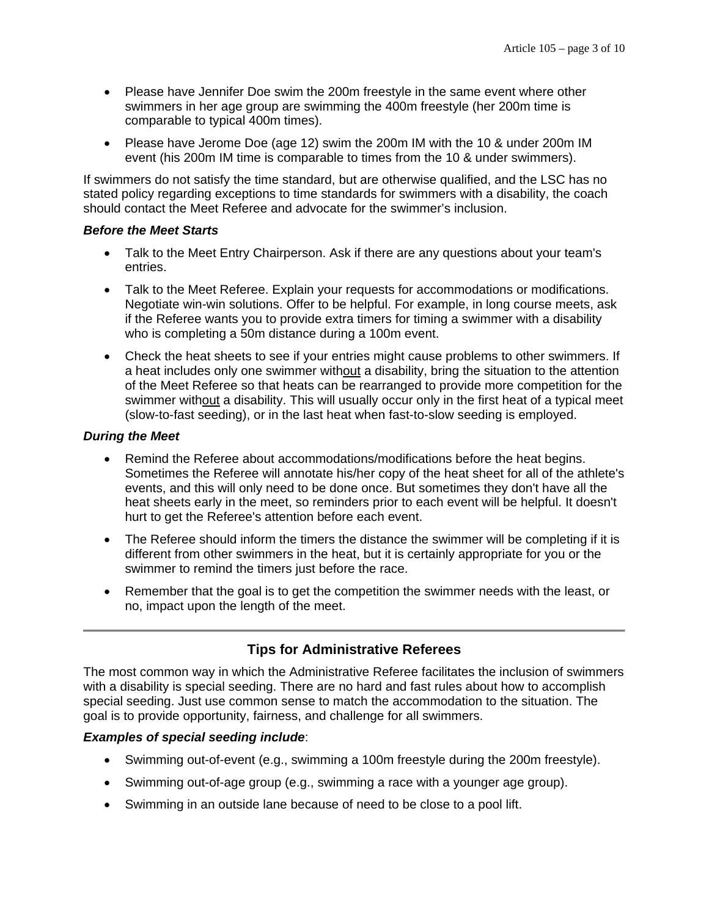- Please have Jennifer Doe swim the 200m freestyle in the same event where other swimmers in her age group are swimming the 400m freestyle (her 200m time is comparable to typical 400m times).
- Please have Jerome Doe (age 12) swim the 200m IM with the 10 & under 200m IM event (his 200m IM time is comparable to times from the 10 & under swimmers).

If swimmers do not satisfy the time standard, but are otherwise qualified, and the LSC has no stated policy regarding exceptions to time standards for swimmers with a disability, the coach should contact the Meet Referee and advocate for the swimmer's inclusion.

***Before the Meet Starts***

- Talk to the Meet Entry Chairperson. Ask if there are any questions about your team's entries.
- Talk to the Meet Referee. Explain your requests for accommodations or modifications. Negotiate win-win solutions. Offer to be helpful. For example, in long course meets, ask if the Referee wants you to provide extra timers for timing a swimmer with a disability who is completing a 50m distance during a 100m event.
- Check the heat sheets to see if your entries might cause problems to other swimmers. If a heat includes only one swimmer with<u>out</u> a disability, bring the situation to the attention of the Meet Referee so that heats can be rearranged to provide more competition for the swimmer with<u>out</u> a disability. This will usually occur only in the first heat of a typical meet (slow-to-fast seeding), or in the last heat when fast-to-slow seeding is employed.

***During the Meet***

- Remind the Referee about accommodations/modifications before the heat begins. Sometimes the Referee will annotate his/her copy of the heat sheet for all of the athlete's events, and this will only need to be done once. But sometimes they don't have all the heat sheets early in the meet, so reminders prior to each event will be helpful. It doesn't hurt to get the Referee's attention before each event.
- The Referee should inform the timers the distance the swimmer will be completing if it is different from other swimmers in the heat, but it is certainly appropriate for you or the swimmer to remind the timers just before the race.
- Remember that the goal is to get the competition the swimmer needs with the least, or no, impact upon the length of the meet.

---

## Tips for Administrative Referees

The most common way in which the Administrative Referee facilitates the inclusion of swimmers with a disability is special seeding. There are no hard and fast rules about how to accomplish special seeding. Just use common sense to match the accommodation to the situation. The goal is to provide opportunity, fairness, and challenge for all swimmers.

***Examples of special seeding include***:

- Swimming out-of-event (e.g., swimming a 100m freestyle during the 200m freestyle).
- Swimming out-of-age group (e.g., swimming a race with a younger age group).
- Swimming in an outside lane because of need to be close to a pool lift.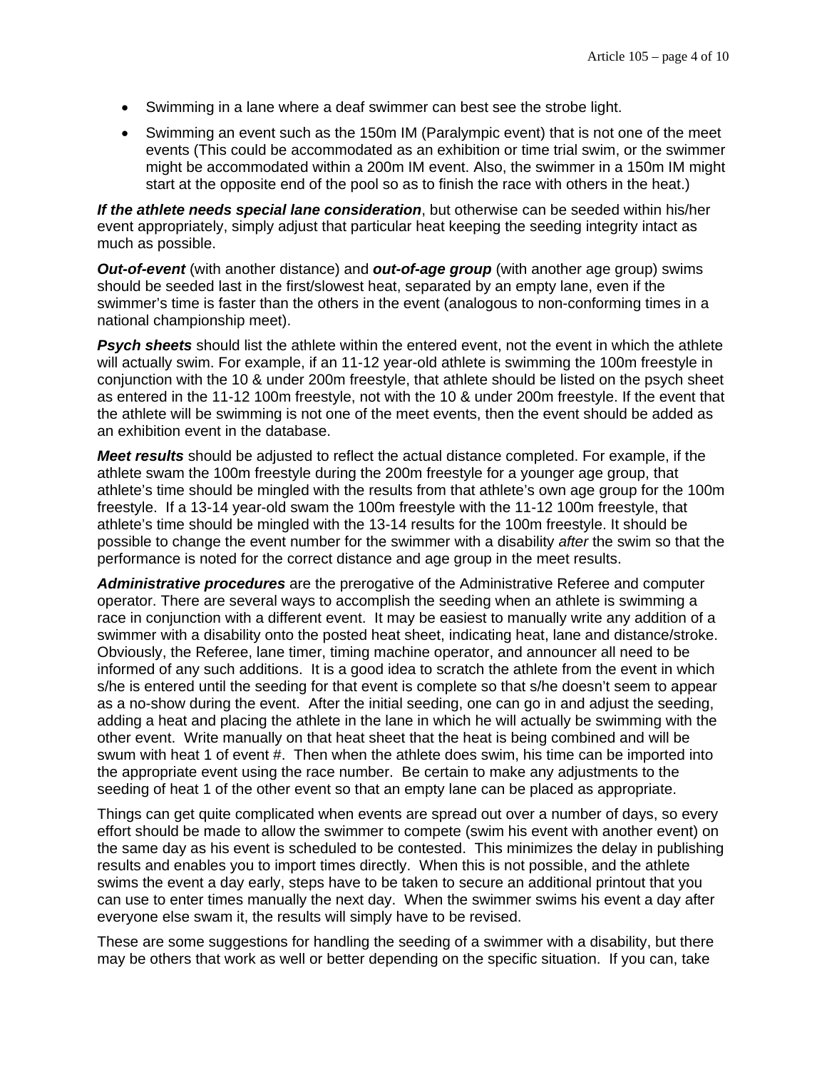- Swimming in a lane where a deaf swimmer can best see the strobe light.
- Swimming an event such as the 150m IM (Paralympic event) that is not one of the meet events (This could be accommodated as an exhibition or time trial swim, or the swimmer might be accommodated within a 200m IM event. Also, the swimmer in a 150m IM might start at the opposite end of the pool so as to finish the race with others in the heat.)

***If the athlete needs special lane consideration***, but otherwise can be seeded within his/her event appropriately, simply adjust that particular heat keeping the seeding integrity intact as much as possible.

***Out-of-event*** (with another distance) and ***out-of-age group*** (with another age group) swims should be seeded last in the first/slowest heat, separated by an empty lane, even if the swimmer's time is faster than the others in the event (analogous to non-conforming times in a national championship meet).

***Psych sheets*** should list the athlete within the entered event, not the event in which the athlete will actually swim. For example, if an 11-12 year-old athlete is swimming the 100m freestyle in conjunction with the 10 & under 200m freestyle, that athlete should be listed on the psych sheet as entered in the 11-12 100m freestyle, not with the 10 & under 200m freestyle. If the event that the athlete will be swimming is not one of the meet events, then the event should be added as an exhibition event in the database.

***Meet results*** should be adjusted to reflect the actual distance completed. For example, if the athlete swam the 100m freestyle during the 200m freestyle for a younger age group, that athlete's time should be mingled with the results from that athlete's own age group for the 100m freestyle. If a 13-14 year-old swam the 100m freestyle with the 11-12 100m freestyle, that athlete's time should be mingled with the 13-14 results for the 100m freestyle. It should be possible to change the event number for the swimmer with a disability *after* the swim so that the performance is noted for the correct distance and age group in the meet results.

***Administrative procedures*** are the prerogative of the Administrative Referee and computer operator. There are several ways to accomplish the seeding when an athlete is swimming a race in conjunction with a different event. It may be easiest to manually write any addition of a swimmer with a disability onto the posted heat sheet, indicating heat, lane and distance/stroke. Obviously, the Referee, lane timer, timing machine operator, and announcer all need to be informed of any such additions. It is a good idea to scratch the athlete from the event in which s/he is entered until the seeding for that event is complete so that s/he doesn't seem to appear as a no-show during the event. After the initial seeding, one can go in and adjust the seeding, adding a heat and placing the athlete in the lane in which he will actually be swimming with the other event. Write manually on that heat sheet that the heat is being combined and will be swum with heat 1 of event #. Then when the athlete does swim, his time can be imported into the appropriate event using the race number. Be certain to make any adjustments to the seeding of heat 1 of the other event so that an empty lane can be placed as appropriate.

Things can get quite complicated when events are spread out over a number of days, so every effort should be made to allow the swimmer to compete (swim his event with another event) on the same day as his event is scheduled to be contested. This minimizes the delay in publishing results and enables you to import times directly. When this is not possible, and the athlete swims the event a day early, steps have to be taken to secure an additional printout that you can use to enter times manually the next day. When the swimmer swims his event a day after everyone else swam it, the results will simply have to be revised.

These are some suggestions for handling the seeding of a swimmer with a disability, but there may be others that work as well or better depending on the specific situation. If you can, take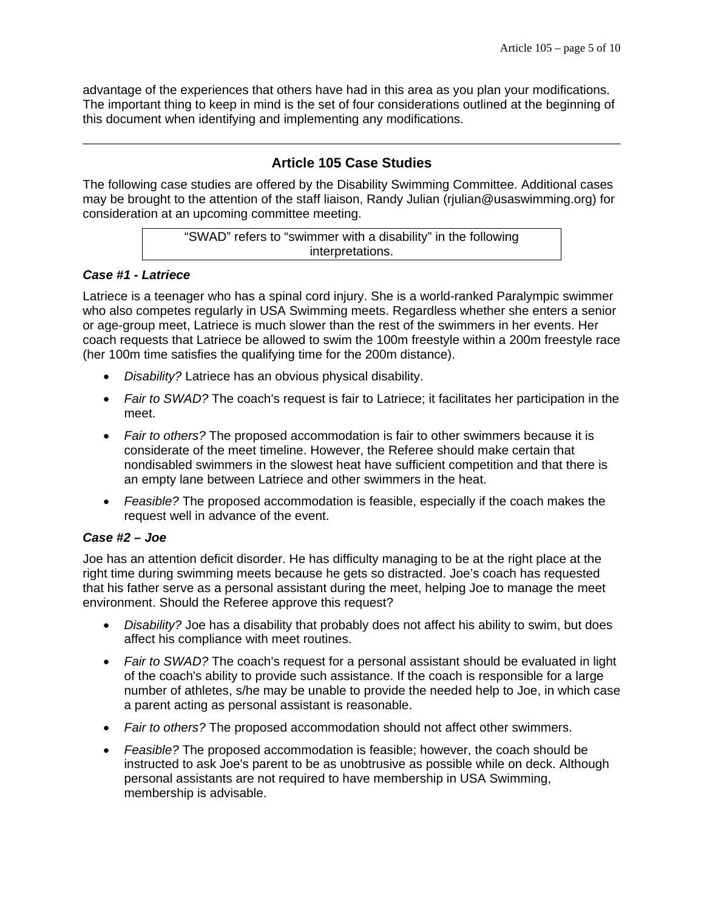advantage of the experiences that others have had in this area as you plan your modifications. The important thing to keep in mind is the set of four considerations outlined at the beginning of this document when identifying and implementing any modifications.

---

## Article 105 Case Studies

The following case studies are offered by the Disability Swimming Committee. Additional cases may be brought to the attention of the staff liaison, Randy Julian (rjulian@usaswimming.org) for consideration at an upcoming committee meeting.

> "SWAD" refers to "swimmer with a disability" in the following interpretations.

### *Case #1 - Latriece*

Latriece is a teenager who has a spinal cord injury. She is a world-ranked Paralympic swimmer who also competes regularly in USA Swimming meets. Regardless whether she enters a senior or age-group meet, Latriece is much slower than the rest of the swimmers in her events. Her coach requests that Latriece be allowed to swim the 100m freestyle within a 200m freestyle race (her 100m time satisfies the qualifying time for the 200m distance).

- *Disability?* Latriece has an obvious physical disability.
- *Fair to SWAD?* The coach's request is fair to Latriece; it facilitates her participation in the meet.
- *Fair to others?* The proposed accommodation is fair to other swimmers because it is considerate of the meet timeline. However, the Referee should make certain that nondisabled swimmers in the slowest heat have sufficient competition and that there is an empty lane between Latriece and other swimmers in the heat.
- *Feasible?* The proposed accommodation is feasible, especially if the coach makes the request well in advance of the event.

### *Case #2 – Joe*

Joe has an attention deficit disorder. He has difficulty managing to be at the right place at the right time during swimming meets because he gets so distracted. Joe's coach has requested that his father serve as a personal assistant during the meet, helping Joe to manage the meet environment. Should the Referee approve this request?

- *Disability?* Joe has a disability that probably does not affect his ability to swim, but does affect his compliance with meet routines.
- *Fair to SWAD?* The coach's request for a personal assistant should be evaluated in light of the coach's ability to provide such assistance. If the coach is responsible for a large number of athletes, s/he may be unable to provide the needed help to Joe, in which case a parent acting as personal assistant is reasonable.
- *Fair to others?* The proposed accommodation should not affect other swimmers.
- *Feasible?* The proposed accommodation is feasible; however, the coach should be instructed to ask Joe's parent to be as unobtrusive as possible while on deck. Although personal assistants are not required to have membership in USA Swimming, membership is advisable.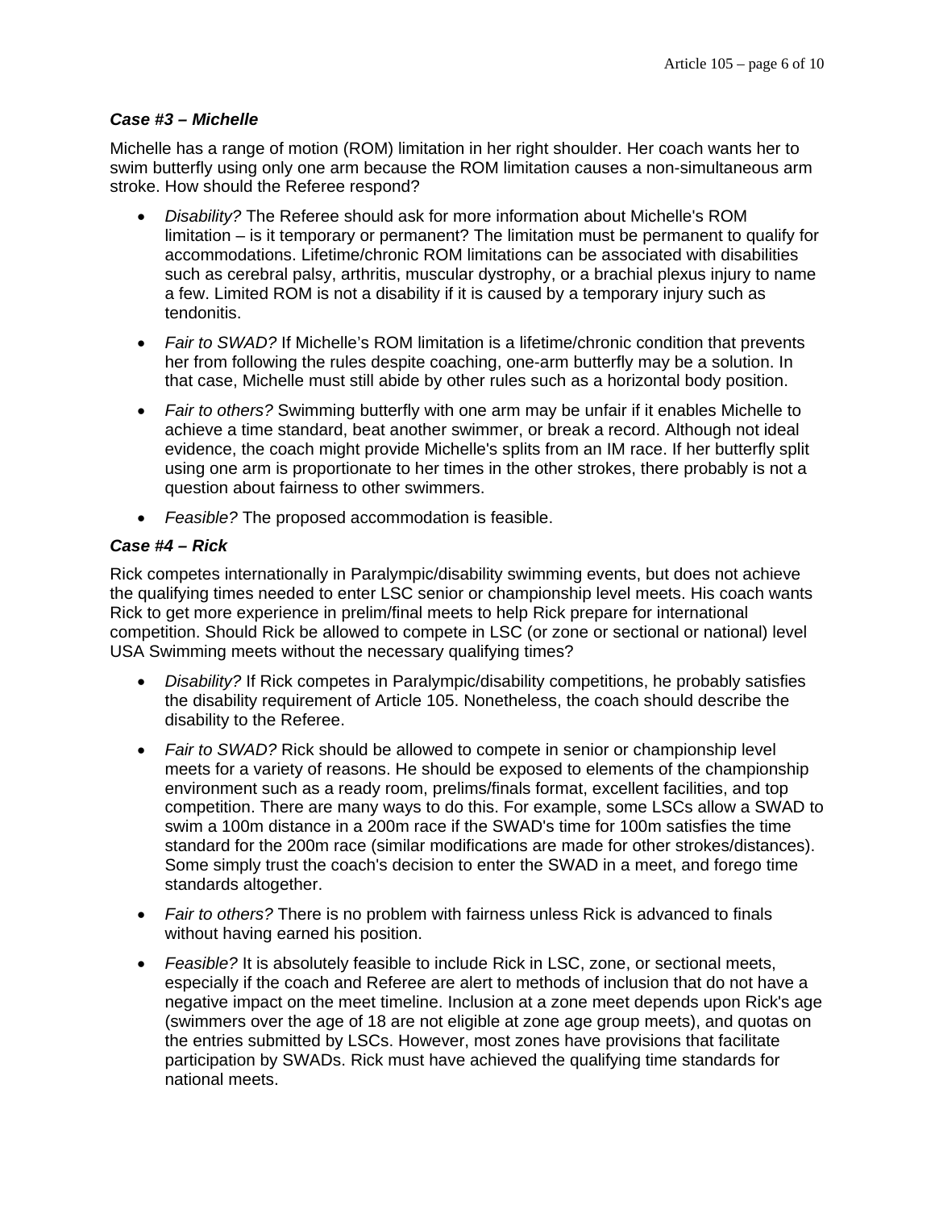### *Case #3 – Michelle*

Michelle has a range of motion (ROM) limitation in her right shoulder. Her coach wants her to swim butterfly using only one arm because the ROM limitation causes a non-simultaneous arm stroke. How should the Referee respond?

- *Disability?* The Referee should ask for more information about Michelle's ROM limitation – is it temporary or permanent? The limitation must be permanent to qualify for accommodations. Lifetime/chronic ROM limitations can be associated with disabilities such as cerebral palsy, arthritis, muscular dystrophy, or a brachial plexus injury to name a few. Limited ROM is not a disability if it is caused by a temporary injury such as tendonitis.
- *Fair to SWAD?* If Michelle's ROM limitation is a lifetime/chronic condition that prevents her from following the rules despite coaching, one-arm butterfly may be a solution. In that case, Michelle must still abide by other rules such as a horizontal body position.
- *Fair to others?* Swimming butterfly with one arm may be unfair if it enables Michelle to achieve a time standard, beat another swimmer, or break a record. Although not ideal evidence, the coach might provide Michelle's splits from an IM race. If her butterfly split using one arm is proportionate to her times in the other strokes, there probably is not a question about fairness to other swimmers.
- *Feasible?* The proposed accommodation is feasible.

### *Case #4 – Rick*

Rick competes internationally in Paralympic/disability swimming events, but does not achieve the qualifying times needed to enter LSC senior or championship level meets. His coach wants Rick to get more experience in prelim/final meets to help Rick prepare for international competition. Should Rick be allowed to compete in LSC (or zone or sectional or national) level USA Swimming meets without the necessary qualifying times?

- *Disability?* If Rick competes in Paralympic/disability competitions, he probably satisfies the disability requirement of Article 105. Nonetheless, the coach should describe the disability to the Referee.
- *Fair to SWAD?* Rick should be allowed to compete in senior or championship level meets for a variety of reasons. He should be exposed to elements of the championship environment such as a ready room, prelims/finals format, excellent facilities, and top competition. There are many ways to do this. For example, some LSCs allow a SWAD to swim a 100m distance in a 200m race if the SWAD's time for 100m satisfies the time standard for the 200m race (similar modifications are made for other strokes/distances). Some simply trust the coach's decision to enter the SWAD in a meet, and forego time standards altogether.
- *Fair to others?* There is no problem with fairness unless Rick is advanced to finals without having earned his position.
- *Feasible?* It is absolutely feasible to include Rick in LSC, zone, or sectional meets, especially if the coach and Referee are alert to methods of inclusion that do not have a negative impact on the meet timeline. Inclusion at a zone meet depends upon Rick's age (swimmers over the age of 18 are not eligible at zone age group meets), and quotas on the entries submitted by LSCs. However, most zones have provisions that facilitate participation by SWADs. Rick must have achieved the qualifying time standards for national meets.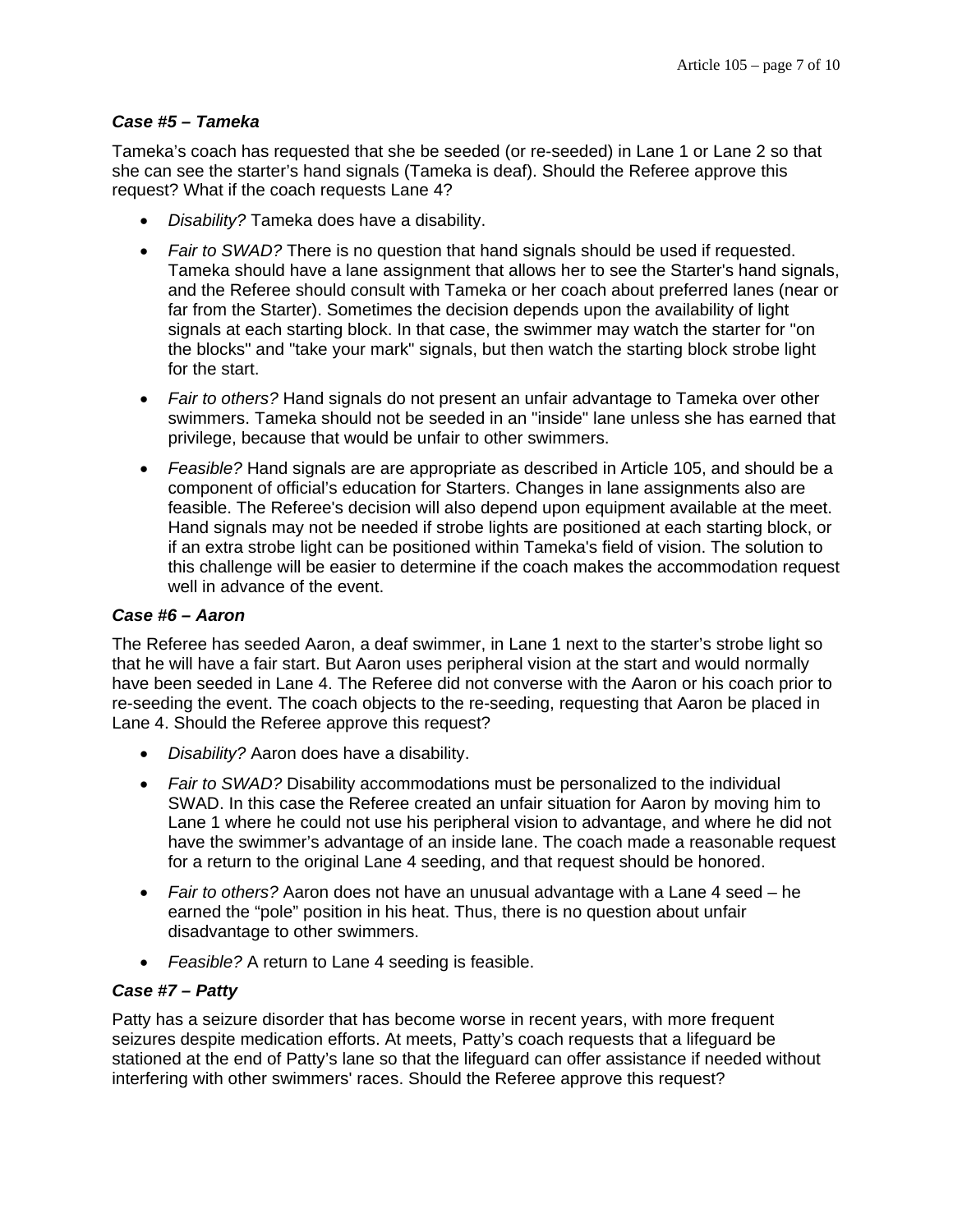***Case #5 – Tameka***

Tameka's coach has requested that she be seeded (or re-seeded) in Lane 1 or Lane 2 so that she can see the starter's hand signals (Tameka is deaf). Should the Referee approve this request? What if the coach requests Lane 4?

- *Disability?* Tameka does have a disability.
- *Fair to SWAD?* There is no question that hand signals should be used if requested. Tameka should have a lane assignment that allows her to see the Starter's hand signals, and the Referee should consult with Tameka or her coach about preferred lanes (near or far from the Starter). Sometimes the decision depends upon the availability of light signals at each starting block. In that case, the swimmer may watch the starter for "on the blocks" and "take your mark" signals, but then watch the starting block strobe light for the start.
- *Fair to others?* Hand signals do not present an unfair advantage to Tameka over other swimmers. Tameka should not be seeded in an "inside" lane unless she has earned that privilege, because that would be unfair to other swimmers.
- *Feasible?* Hand signals are are appropriate as described in Article 105, and should be a component of official's education for Starters. Changes in lane assignments also are feasible. The Referee's decision will also depend upon equipment available at the meet. Hand signals may not be needed if strobe lights are positioned at each starting block, or if an extra strobe light can be positioned within Tameka's field of vision. The solution to this challenge will be easier to determine if the coach makes the accommodation request well in advance of the event.

***Case #6 – Aaron***

The Referee has seeded Aaron, a deaf swimmer, in Lane 1 next to the starter's strobe light so that he will have a fair start. But Aaron uses peripheral vision at the start and would normally have been seeded in Lane 4. The Referee did not converse with the Aaron or his coach prior to re-seeding the event. The coach objects to the re-seeding, requesting that Aaron be placed in Lane 4. Should the Referee approve this request?

- *Disability?* Aaron does have a disability.
- *Fair to SWAD?* Disability accommodations must be personalized to the individual SWAD. In this case the Referee created an unfair situation for Aaron by moving him to Lane 1 where he could not use his peripheral vision to advantage, and where he did not have the swimmer's advantage of an inside lane. The coach made a reasonable request for a return to the original Lane 4 seeding, and that request should be honored.
- *Fair to others?* Aaron does not have an unusual advantage with a Lane 4 seed – he earned the "pole" position in his heat. Thus, there is no question about unfair disadvantage to other swimmers.
- *Feasible?* A return to Lane 4 seeding is feasible.

***Case #7 – Patty***

Patty has a seizure disorder that has become worse in recent years, with more frequent seizures despite medication efforts. At meets, Patty's coach requests that a lifeguard be stationed at the end of Patty's lane so that the lifeguard can offer assistance if needed without interfering with other swimmers' races. Should the Referee approve this request?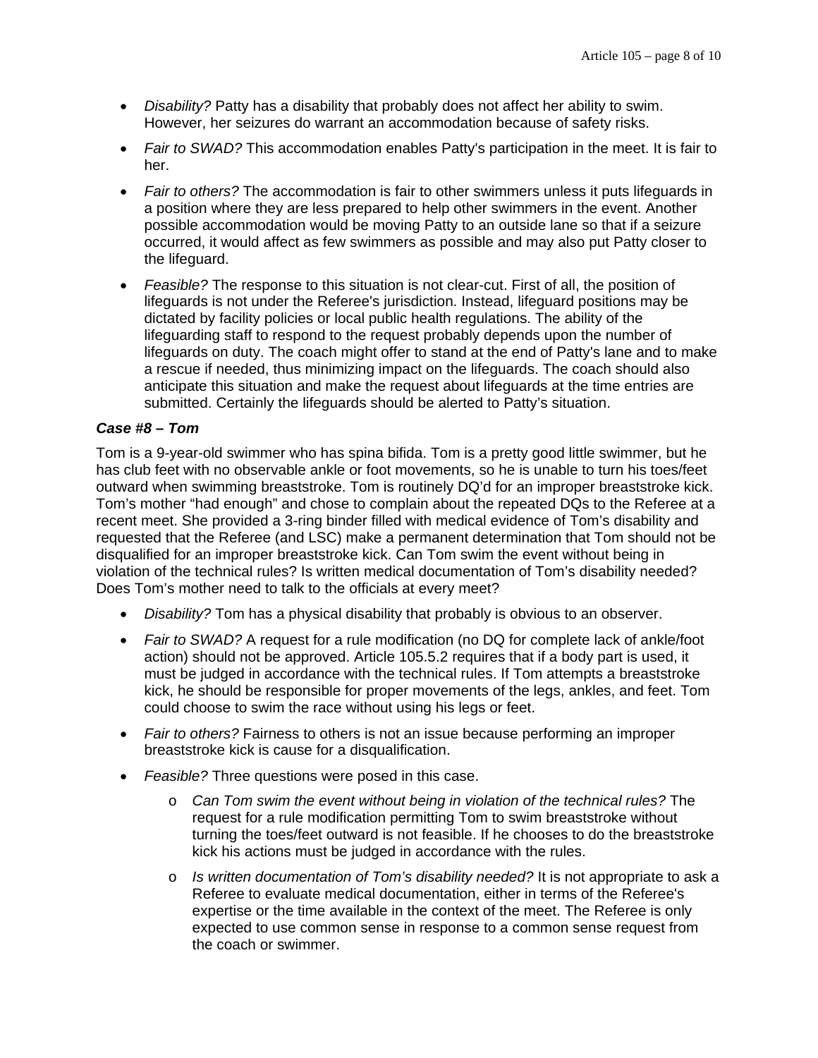- *Disability?* Patty has a disability that probably does not affect her ability to swim. However, her seizures do warrant an accommodation because of safety risks.
- *Fair to SWAD?* This accommodation enables Patty's participation in the meet. It is fair to her.
- *Fair to others?* The accommodation is fair to other swimmers unless it puts lifeguards in a position where they are less prepared to help other swimmers in the event. Another possible accommodation would be moving Patty to an outside lane so that if a seizure occurred, it would affect as few swimmers as possible and may also put Patty closer to the lifeguard.
- *Feasible?* The response to this situation is not clear-cut. First of all, the position of lifeguards is not under the Referee's jurisdiction. Instead, lifeguard positions may be dictated by facility policies or local public health regulations. The ability of the lifeguarding staff to respond to the request probably depends upon the number of lifeguards on duty. The coach might offer to stand at the end of Patty's lane and to make a rescue if needed, thus minimizing impact on the lifeguards. The coach should also anticipate this situation and make the request about lifeguards at the time entries are submitted. Certainly the lifeguards should be alerted to Patty's situation.

### *Case #8 – Tom*

Tom is a 9-year-old swimmer who has spina bifida. Tom is a pretty good little swimmer, but he has club feet with no observable ankle or foot movements, so he is unable to turn his toes/feet outward when swimming breaststroke. Tom is routinely DQ'd for an improper breaststroke kick. Tom's mother "had enough" and chose to complain about the repeated DQs to the Referee at a recent meet. She provided a 3-ring binder filled with medical evidence of Tom's disability and requested that the Referee (and LSC) make a permanent determination that Tom should not be disqualified for an improper breaststroke kick. Can Tom swim the event without being in violation of the technical rules? Is written medical documentation of Tom's disability needed? Does Tom's mother need to talk to the officials at every meet?

- *Disability?* Tom has a physical disability that probably is obvious to an observer.
- *Fair to SWAD?* A request for a rule modification (no DQ for complete lack of ankle/foot action) should not be approved. Article 105.5.2 requires that if a body part is used, it must be judged in accordance with the technical rules. If Tom attempts a breaststroke kick, he should be responsible for proper movements of the legs, ankles, and feet. Tom could choose to swim the race without using his legs or feet.
- *Fair to others?* Fairness to others is not an issue because performing an improper breaststroke kick is cause for a disqualification.
- *Feasible?* Three questions were posed in this case.
  - *Can Tom swim the event without being in violation of the technical rules?* The request for a rule modification permitting Tom to swim breaststroke without turning the toes/feet outward is not feasible. If he chooses to do the breaststroke kick his actions must be judged in accordance with the rules.
  - *Is written documentation of Tom's disability needed?* It is not appropriate to ask a Referee to evaluate medical documentation, either in terms of the Referee's expertise or the time available in the context of the meet. The Referee is only expected to use common sense in response to a common sense request from the coach or swimmer.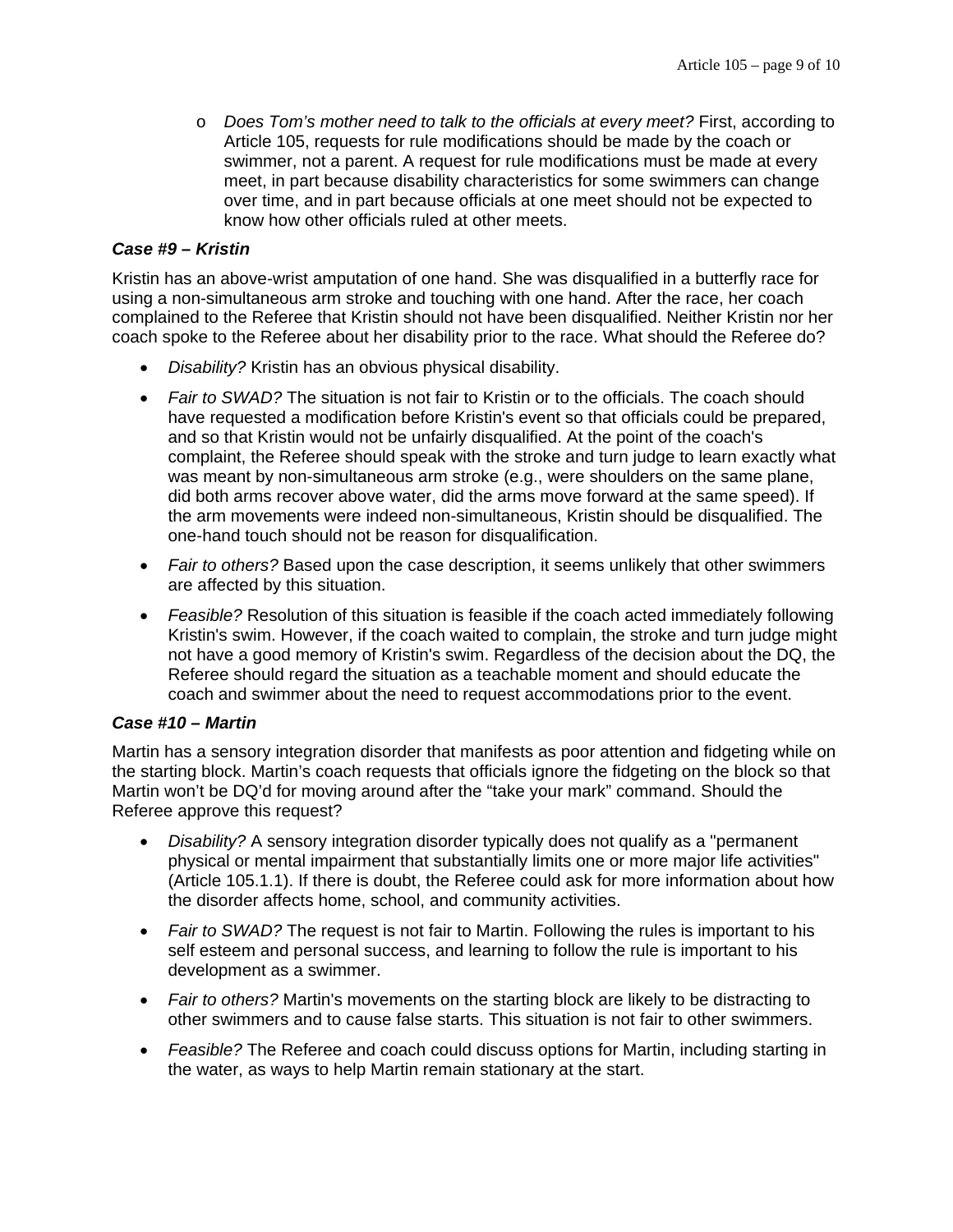- *Does Tom's mother need to talk to the officials at every meet?* First, according to Article 105, requests for rule modifications should be made by the coach or swimmer, not a parent. A request for rule modifications must be made at every meet, in part because disability characteristics for some swimmers can change over time, and in part because officials at one meet should not be expected to know how other officials ruled at other meets.

### *Case #9 – Kristin*

Kristin has an above-wrist amputation of one hand. She was disqualified in a butterfly race for using a non-simultaneous arm stroke and touching with one hand. After the race, her coach complained to the Referee that Kristin should not have been disqualified. Neither Kristin nor her coach spoke to the Referee about her disability prior to the race. What should the Referee do?

- *Disability?* Kristin has an obvious physical disability.
- *Fair to SWAD?* The situation is not fair to Kristin or to the officials. The coach should have requested a modification before Kristin's event so that officials could be prepared, and so that Kristin would not be unfairly disqualified. At the point of the coach's complaint, the Referee should speak with the stroke and turn judge to learn exactly what was meant by non-simultaneous arm stroke (e.g., were shoulders on the same plane, did both arms recover above water, did the arms move forward at the same speed). If the arm movements were indeed non-simultaneous, Kristin should be disqualified. The one-hand touch should not be reason for disqualification.
- *Fair to others?* Based upon the case description, it seems unlikely that other swimmers are affected by this situation.
- *Feasible?* Resolution of this situation is feasible if the coach acted immediately following Kristin's swim. However, if the coach waited to complain, the stroke and turn judge might not have a good memory of Kristin's swim. Regardless of the decision about the DQ, the Referee should regard the situation as a teachable moment and should educate the coach and swimmer about the need to request accommodations prior to the event.

### *Case #10 – Martin*

Martin has a sensory integration disorder that manifests as poor attention and fidgeting while on the starting block. Martin's coach requests that officials ignore the fidgeting on the block so that Martin won't be DQ'd for moving around after the "take your mark" command. Should the Referee approve this request?

- *Disability?* A sensory integration disorder typically does not qualify as a "permanent physical or mental impairment that substantially limits one or more major life activities" (Article 105.1.1). If there is doubt, the Referee could ask for more information about how the disorder affects home, school, and community activities.
- *Fair to SWAD?* The request is not fair to Martin. Following the rules is important to his self esteem and personal success, and learning to follow the rule is important to his development as a swimmer.
- *Fair to others?* Martin's movements on the starting block are likely to be distracting to other swimmers and to cause false starts. This situation is not fair to other swimmers.
- *Feasible?* The Referee and coach could discuss options for Martin, including starting in the water, as ways to help Martin remain stationary at the start.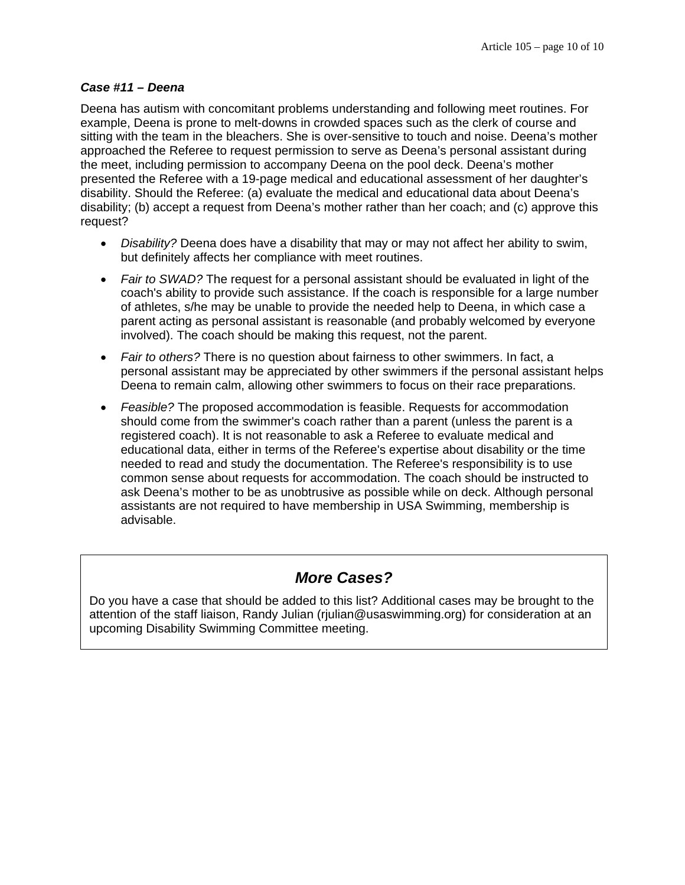***Case #11 – Deena***

Deena has autism with concomitant problems understanding and following meet routines. For example, Deena is prone to melt-downs in crowded spaces such as the clerk of course and sitting with the team in the bleachers. She is over-sensitive to touch and noise. Deena's mother approached the Referee to request permission to serve as Deena's personal assistant during the meet, including permission to accompany Deena on the pool deck. Deena's mother presented the Referee with a 19-page medical and educational assessment of her daughter's disability. Should the Referee: (a) evaluate the medical and educational data about Deena's disability; (b) accept a request from Deena's mother rather than her coach; and (c) approve this request?

- *Disability?* Deena does have a disability that may or may not affect her ability to swim, but definitely affects her compliance with meet routines.
- *Fair to SWAD?* The request for a personal assistant should be evaluated in light of the coach's ability to provide such assistance. If the coach is responsible for a large number of athletes, s/he may be unable to provide the needed help to Deena, in which case a parent acting as personal assistant is reasonable (and probably welcomed by everyone involved). The coach should be making this request, not the parent.
- *Fair to others?* There is no question about fairness to other swimmers. In fact, a personal assistant may be appreciated by other swimmers if the personal assistant helps Deena to remain calm, allowing other swimmers to focus on their race preparations.
- *Feasible?* The proposed accommodation is feasible. Requests for accommodation should come from the swimmer's coach rather than a parent (unless the parent is a registered coach). It is not reasonable to ask a Referee to evaluate medical and educational data, either in terms of the Referee's expertise about disability or the time needed to read and study the documentation. The Referee's responsibility is to use common sense about requests for accommodation. The coach should be instructed to ask Deena's mother to be as unobtrusive as possible while on deck. Although personal assistants are not required to have membership in USA Swimming, membership is advisable.

## *More Cases?*

Do you have a case that should be added to this list? Additional cases may be brought to the attention of the staff liaison, Randy Julian (rjulian@usaswimming.org) for consideration at an upcoming Disability Swimming Committee meeting.